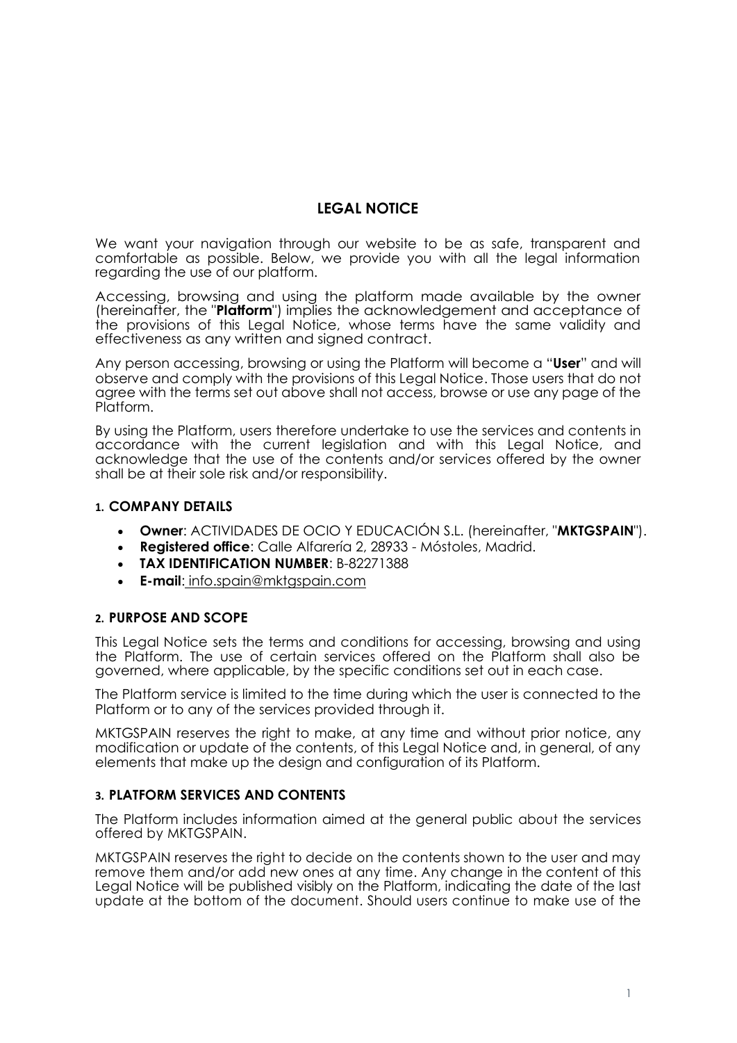# LEGAL NOTICE

We want your navigation through our website to be as safe, transparent and comfortable as possible. Below, we provide you with all the legal information regarding the use of our platform.

Accessing, browsing and using the platform made available by the owner (hereinafter, the "**Platform**") implies the acknowledgement and acceptance of the provisions of this Legal Notice, whose terms have the same validity and effectiveness as any written and signed contract.

Any person accessing, browsing or using the Platform will become a "**User**" and will observe and comply with the provisions of this Legal Notice. Those users that do not agree with the terms set out above shall not access, browse or use any page of the Platform.

By using the Platform, users therefore undertake to use the services and contents in accordance with the current legislation and with this Legal Notice, and acknowledge that the use of the contents and/or services offered by the owner shall be at their sole risk and/or responsibility.

## 1. COMPANY DETAILS

- **Owner**: ACTIVIDADES DE OCIO Y EDUCACIÓN S.L. (hereinafter, "**MKTGSPAIN**").
- **Registered office**: Calle Alfarería 2, 28933 - Móstoles, Madrid.
- **TAX IDENTIFICATION NUMBER**: B-82271388
- **E-mail**: info.spain@mktgspain.com

## 2. PURPOSE AND SCOPE

This Legal Notice sets the terms and conditions for accessing, browsing and using the Platform. The use of certain services offered on the Platform shall also be governed, where applicable, by the specific conditions set out in each case.

The Platform service is limited to the time during which the user is connected to the Platform or to any of the services provided through it.

MKTGSPAIN reserves the right to make, at any time and without prior notice, any modification or update of the contents, of this Legal Notice and, in general, of any elements that make up the design and configuration of its Platform.

## 3. PLATFORM SERVICES AND CONTENTS

The Platform includes information aimed at the general public about the services offered by MKTGSPAIN.

MKTGSPAIN reserves the right to decide on the contents shown to the user and may remove them and/or add new ones at any time. Any change in the content of this Legal Notice will be published visibly on the Platform, indicating the date of the last update at the bottom of the document. Should users continue to make use of the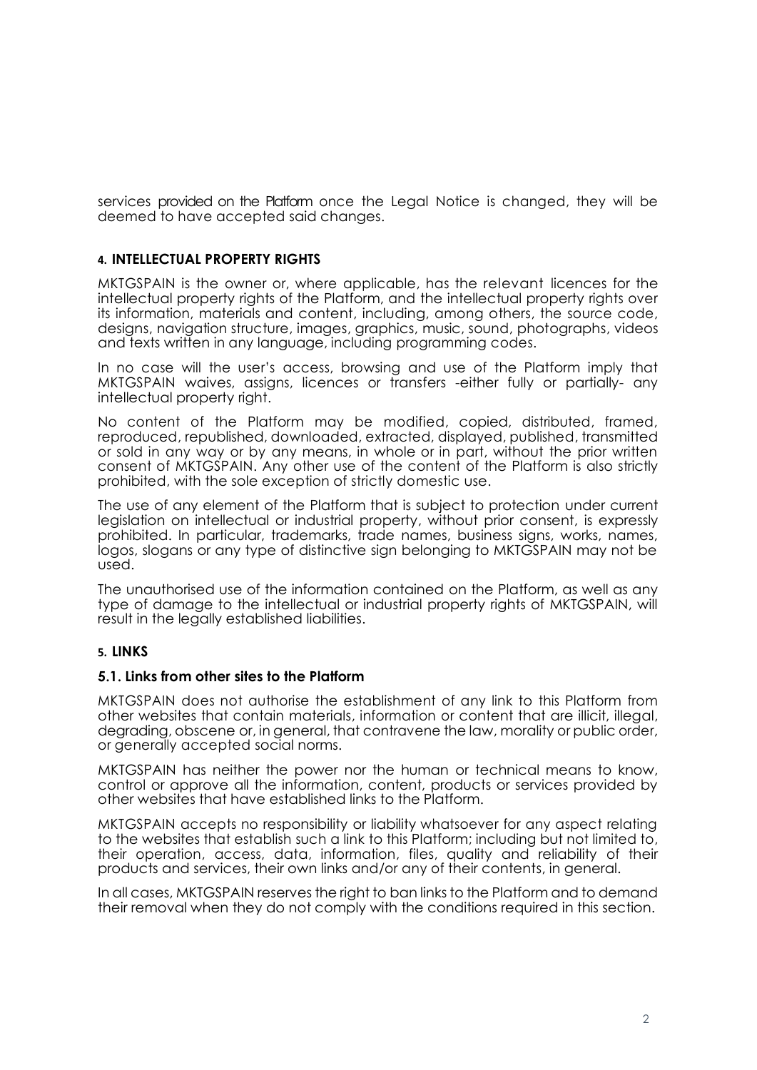services provided on the Platform once the Legal Notice is changed, they will be deemed to have accepted said changes.

## 4. INTELLECTUAL PROPERTY RIGHTS

MKTGSPAIN is the owner or, where applicable, has the relevant licences for the intellectual property rights of the Platform, and the intellectual property rights over its information, materials and content, including, among others, the source code, designs, navigation structure, images, graphics, music, sound, photographs, videos and texts written in any language, including programming codes.

In no case will the user's access, browsing and use of the Platform imply that MKTGSPAIN waives, assigns, licences or transfers -either fully or partially- any intellectual property right.

No content of the Platform may be modified, copied, distributed, framed, reproduced, republished, downloaded, extracted, displayed, published, transmitted or sold in any way or by any means, in whole or in part, without the prior written consent of MKTGSPAIN. Any other use of the content of the Platform is also strictly prohibited, with the sole exception of strictly domestic use.

The use of any element of the Platform that is subject to protection under current legislation on intellectual or industrial property, without prior consent, is expressly prohibited. In particular, trademarks, trade names, business signs, works, names, logos, slogans or any type of distinctive sign belonging to MKTGSPAIN may not be used.

The unauthorised use of the information contained on the Platform, as well as any type of damage to the intellectual or industrial property rights of MKTGSPAIN, will result in the legally established liabilities.

## 5. LINKS

### 5.1. Links from other sites to the Platform

MKTGSPAIN does not authorise the establishment of any link to this Platform from other websites that contain materials, information or content that are illicit, illegal, degrading, obscene or, in general, that contravene the law, morality or public order, or generally accepted social norms.

MKTGSPAIN has neither the power nor the human or technical means to know, control or approve all the information, content, products or services provided by other websites that have established links to the Platform.

MKTGSPAIN accepts no responsibility or liability whatsoever for any aspect relating to the websites that establish such a link to this Platform; including but not limited to, their operation, access, data, information, files, quality and reliability of their products and services, their own links and/or any of their contents, in general.

In all cases, MKTGSPAIN reserves the right to ban links to the Platform and to demand their removal when they do not comply with the conditions required in this section.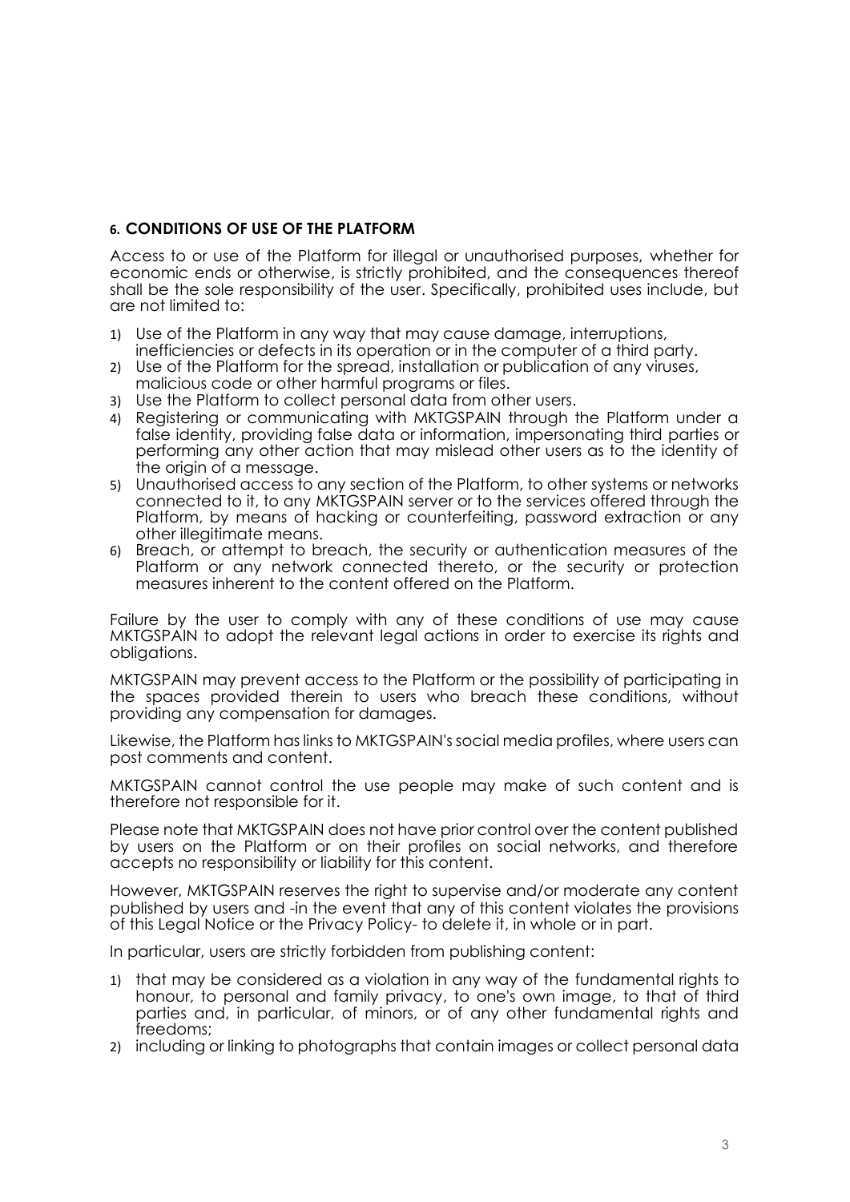## 6. CONDITIONS OF USE OF THE PLATFORM

Access to or use of the Platform for illegal or unauthorised purposes, whether for economic ends or otherwise, is strictly prohibited, and the consequences thereof shall be the sole responsibility of the user. Specifically, prohibited uses include, but are not limited to:

1) Use of the Platform in any way that may cause damage, interruptions, inefficiencies or defects in its operation or in the computer of a third party.
2) Use of the Platform for the spread, installation or publication of any viruses, malicious code or other harmful programs or files.
3) Use the Platform to collect personal data from other users.
4) Registering or communicating with MKTGSPAIN through the Platform under a false identity, providing false data or information, impersonating third parties or performing any other action that may mislead other users as to the identity of the origin of a message.
5) Unauthorised access to any section of the Platform, to other systems or networks connected to it, to any MKTGSPAIN server or to the services offered through the Platform, by means of hacking or counterfeiting, password extraction or any other illegitimate means.
6) Breach, or attempt to breach, the security or authentication measures of the Platform or any network connected thereto, or the security or protection measures inherent to the content offered on the Platform.

Failure by the user to comply with any of these conditions of use may cause MKTGSPAIN to adopt the relevant legal actions in order to exercise its rights and obligations.

MKTGSPAIN may prevent access to the Platform or the possibility of participating in the spaces provided therein to users who breach these conditions, without providing any compensation for damages.

Likewise, the Platform has links to MKTGSPAIN's social media profiles, where users can post comments and content.

MKTGSPAIN cannot control the use people may make of such content and is therefore not responsible for it.

Please note that MKTGSPAIN does not have prior control over the content published by users on the Platform or on their profiles on social networks, and therefore accepts no responsibility or liability for this content.

However, MKTGSPAIN reserves the right to supervise and/or moderate any content published by users and -in the event that any of this content violates the provisions of this Legal Notice or the Privacy Policy- to delete it, in whole or in part.

In particular, users are strictly forbidden from publishing content:

1) that may be considered as a violation in any way of the fundamental rights to honour, to personal and family privacy, to one's own image, to that of third parties and, in particular, of minors, or of any other fundamental rights and freedoms;
2) including or linking to photographs that contain images or collect personal data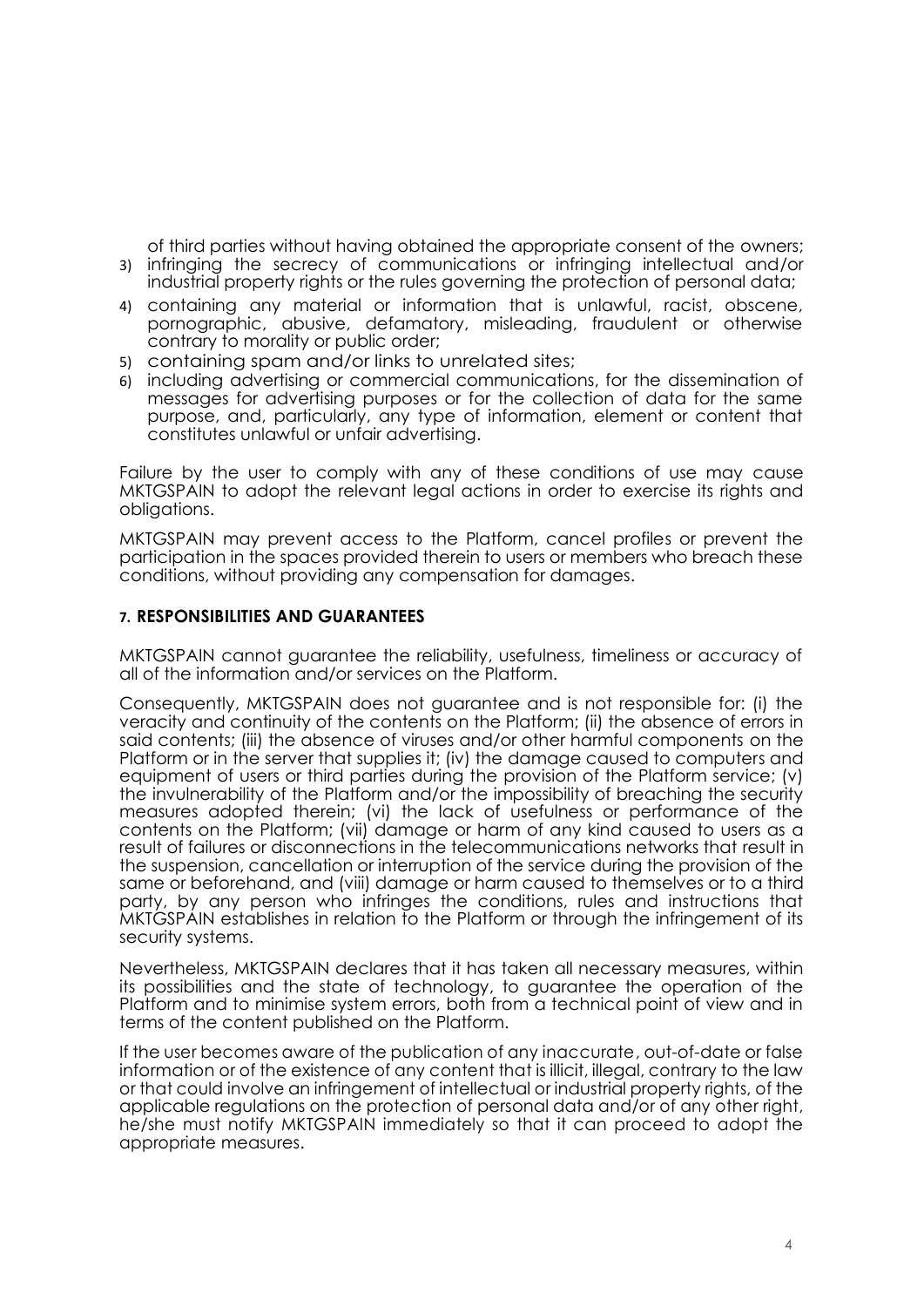of third parties without having obtained the appropriate consent of the owners;

3) infringing the secrecy of communications or infringing intellectual and/or industrial property rights or the rules governing the protection of personal data;
4) containing any material or information that is unlawful, racist, obscene, pornographic, abusive, defamatory, misleading, fraudulent or otherwise contrary to morality or public order;
5) containing spam and/or links to unrelated sites;
6) including advertising or commercial communications, for the dissemination of messages for advertising purposes or for the collection of data for the same purpose, and, particularly, any type of information, element or content that constitutes unlawful or unfair advertising.

Failure by the user to comply with any of these conditions of use may cause MKTGSPAIN to adopt the relevant legal actions in order to exercise its rights and obligations.

MKTGSPAIN may prevent access to the Platform, cancel profiles or prevent the participation in the spaces provided therein to users or members who breach these conditions, without providing any compensation for damages.

## 7. RESPONSIBILITIES AND GUARANTEES

MKTGSPAIN cannot guarantee the reliability, usefulness, timeliness or accuracy of all of the information and/or services on the Platform.

Consequently, MKTGSPAIN does not guarantee and is not responsible for: (i) the veracity and continuity of the contents on the Platform; (ii) the absence of errors in said contents; (iii) the absence of viruses and/or other harmful components on the Platform or in the server that supplies it; (iv) the damage caused to computers and equipment of users or third parties during the provision of the Platform service; (v) the invulnerability of the Platform and/or the impossibility of breaching the security measures adopted therein; (vi) the lack of usefulness or performance of the contents on the Platform; (vii) damage or harm of any kind caused to users as a result of failures or disconnections in the telecommunications networks that result in the suspension, cancellation or interruption of the service during the provision of the same or beforehand, and (viii) damage or harm caused to themselves or to a third party, by any person who infringes the conditions, rules and instructions that MKTGSPAIN establishes in relation to the Platform or through the infringement of its security systems.

Nevertheless, MKTGSPAIN declares that it has taken all necessary measures, within its possibilities and the state of technology, to guarantee the operation of the Platform and to minimise system errors, both from a technical point of view and in terms of the content published on the Platform.

If the user becomes aware of the publication of any inaccurate, out-of-date or false information or of the existence of any content that is illicit, illegal, contrary to the law or that could involve an infringement of intellectual or industrial property rights, of the applicable regulations on the protection of personal data and/or of any other right, he/she must notify MKTGSPAIN immediately so that it can proceed to adopt the appropriate measures.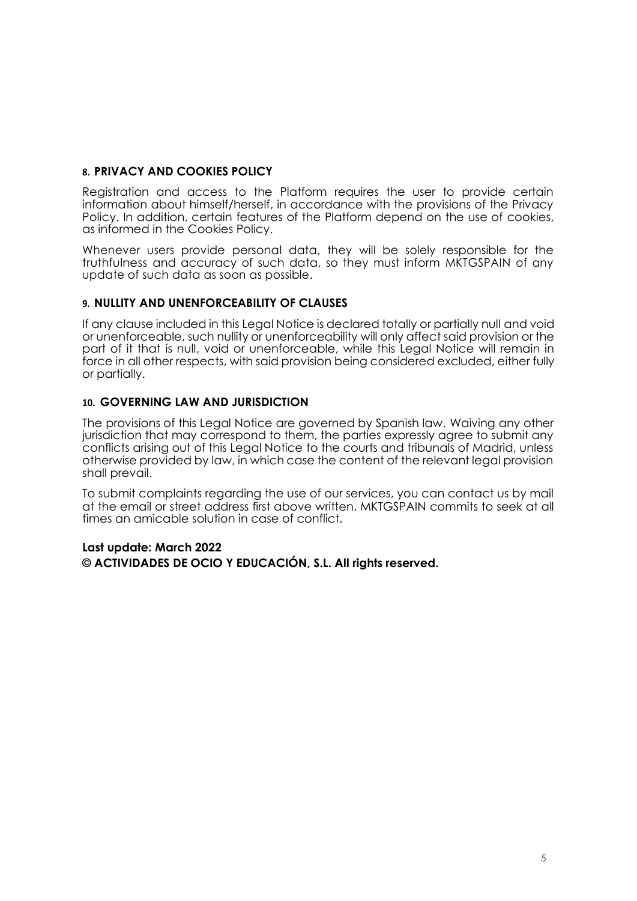## 8. PRIVACY AND COOKIES POLICY

Registration and access to the Platform requires the user to provide certain information about himself/herself, in accordance with the provisions of the Privacy Policy. In addition, certain features of the Platform depend on the use of cookies, as informed in the Cookies Policy.

Whenever users provide personal data, they will be solely responsible for the truthfulness and accuracy of such data, so they must inform MKTGSPAIN of any update of such data as soon as possible.

## 9. NULLITY AND UNENFORCEABILITY OF CLAUSES

If any clause included in this Legal Notice is declared totally or partially null and void or unenforceable, such nullity or unenforceability will only affect said provision or the part of it that is null, void or unenforceable, while this Legal Notice will remain in force in all other respects, with said provision being considered excluded, either fully or partially.

## 10. GOVERNING LAW AND JURISDICTION

The provisions of this Legal Notice are governed by Spanish law. Waiving any other jurisdiction that may correspond to them, the parties expressly agree to submit any conflicts arising out of this Legal Notice to the courts and tribunals of Madrid, unless otherwise provided by law, in which case the content of the relevant legal provision shall prevail.

To submit complaints regarding the use of our services, you can contact us by mail at the email or street address first above written. MKTGSPAIN commits to seek at all times an amicable solution in case of conflict.

**Last update: March 2022**
**© ACTIVIDADES DE OCIO Y EDUCACIÓN, S.L. All rights reserved.**